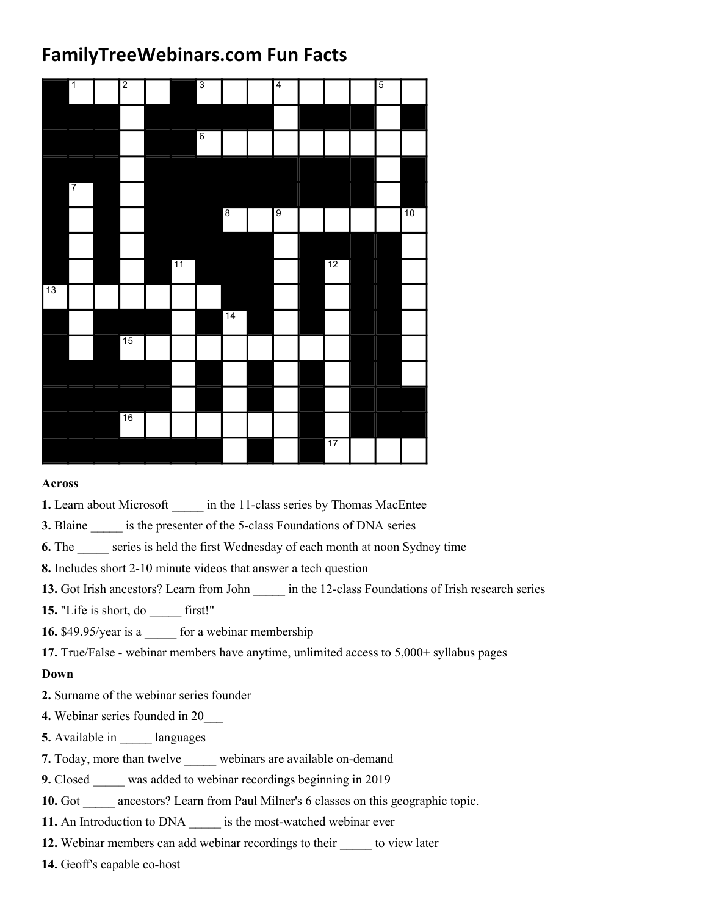# FamilyTreeWebinars.com Fun Facts

**Across**

**1.** Learn about Microsoft _____ in the 11-class series by Thomas MacEntee

**3.** Blaine _____ is the presenter of the 5-class Foundations of DNA series

**6.** The _____ series is held the first Wednesday of each month at noon Sydney time

**8.** Includes short 2-10 minute videos that answer a tech question

**13.** Got Irish ancestors? Learn from John _____ in the 12-class Foundations of Irish research series

**15.** "Life is short, do _____ first!"

**16.** $49.95/year is a _____ for a webinar membership

**17.** True/False - webinar members have anytime, unlimited access to 5,000+ syllabus pages

**Down**

**2.** Surname of the webinar series founder

**4.** Webinar series founded in 20___

**5.** Available in _____ languages

**7.** Today, more than twelve _____ webinars are available on-demand

**9.** Closed _____ was added to webinar recordings beginning in 2019

**10.** Got _____ ancestors? Learn from Paul Milner's 6 classes on this geographic topic.

**11.** An Introduction to DNA _____ is the most-watched webinar ever

**12.** Webinar members can add webinar recordings to their _____ to view later

**14.** Geoff's capable co-host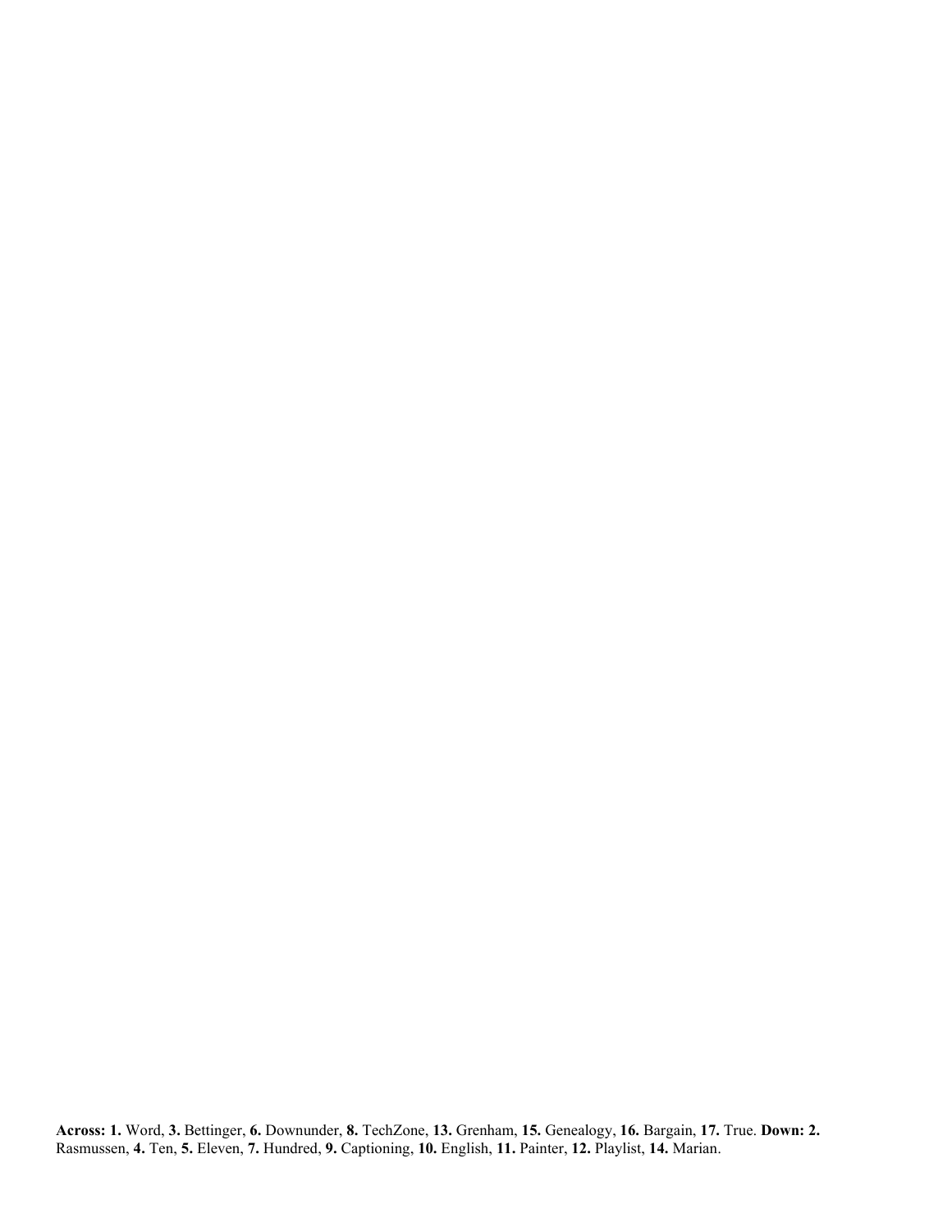**Across: 1.** Word, **3.** Bettinger, **6.** Downunder, **8.** TechZone, **13.** Grenham, **15.** Genealogy, **16.** Bargain, **17.** True. **Down: 2.** Rasmussen, **4.** Ten, **5.** Eleven, **7.** Hundred, **9.** Captioning, **10.** English, **11.** Painter, **12.** Playlist, **14.** Marian.